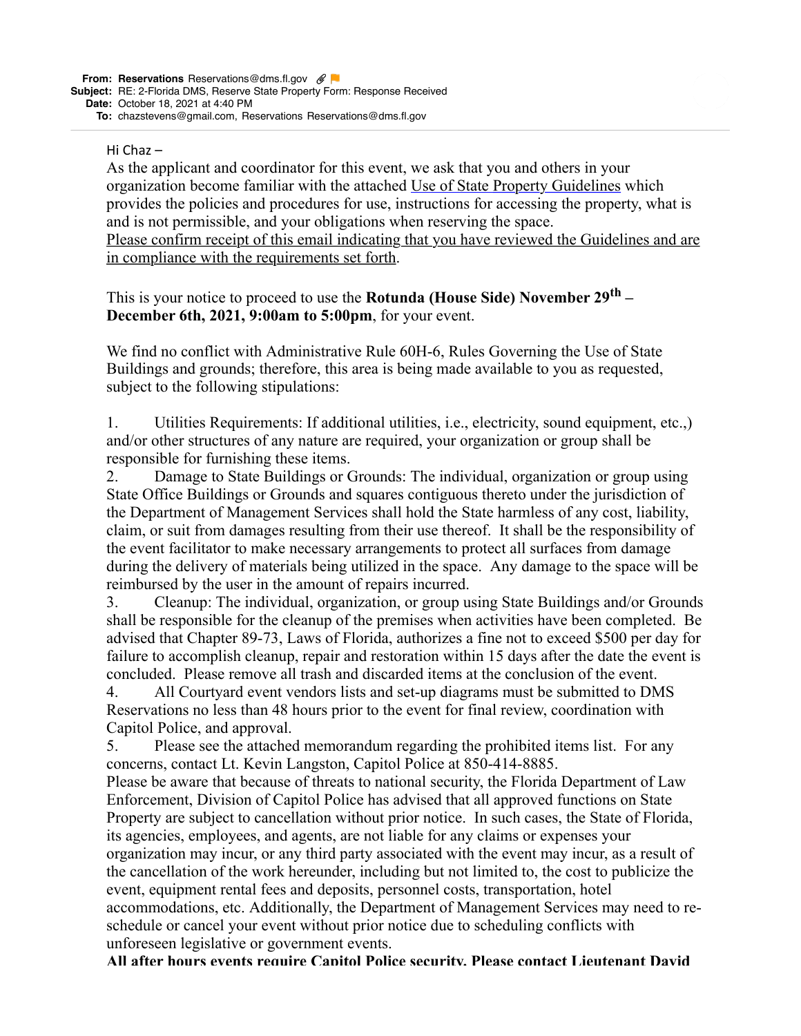**From:** **Reservations** Reservations@dms.fl.gov
**Subject:** RE: 2-Florida DMS, Reserve State Property Form: Response Received
**Date:** October 18, 2021 at 4:40 PM
**To:** chazstevens@gmail.com, Reservations Reservations@dms.fl.gov

---

Hi Chaz –

As the applicant and coordinator for this event, we ask that you and others in your organization become familiar with the attached Use of State Property Guidelines which provides the policies and procedures for use, instructions for accessing the property, what is and is not permissible, and your obligations when reserving the space.

Please confirm receipt of this email indicating that you have reviewed the Guidelines and are in compliance with the requirements set forth.

This is your notice to proceed to use the **Rotunda (House Side) November 29th – December 6th, 2021, 9:00am to 5:00pm**, for your event.

We find no conflict with Administrative Rule 60H-6, Rules Governing the Use of State Buildings and grounds; therefore, this area is being made available to you as requested, subject to the following stipulations:

1. Utilities Requirements: If additional utilities, i.e., electricity, sound equipment, etc.,) and/or other structures of any nature are required, your organization or group shall be responsible for furnishing these items.
2. Damage to State Buildings or Grounds: The individual, organization or group using State Office Buildings or Grounds and squares contiguous thereto under the jurisdiction of the Department of Management Services shall hold the State harmless of any cost, liability, claim, or suit from damages resulting from their use thereof. It shall be the responsibility of the event facilitator to make necessary arrangements to protect all surfaces from damage during the delivery of materials being utilized in the space. Any damage to the space will be reimbursed by the user in the amount of repairs incurred.
3. Cleanup: The individual, organization, or group using State Buildings and/or Grounds shall be responsible for the cleanup of the premises when activities have been completed. Be advised that Chapter 89-73, Laws of Florida, authorizes a fine not to exceed $500 per day for failure to accomplish cleanup, repair and restoration within 15 days after the date the event is concluded. Please remove all trash and discarded items at the conclusion of the event.
4. All Courtyard event vendors lists and set-up diagrams must be submitted to DMS Reservations no less than 48 hours prior to the event for final review, coordination with Capitol Police, and approval.
5. Please see the attached memorandum regarding the prohibited items list. For any concerns, contact Lt. Kevin Langston, Capitol Police at 850-414-8885.

Please be aware that because of threats to national security, the Florida Department of Law Enforcement, Division of Capitol Police has advised that all approved functions on State Property are subject to cancellation without prior notice. In such cases, the State of Florida, its agencies, employees, and agents, are not liable for any claims or expenses your organization may incur, or any third party associated with the event may incur, as a result of the cancellation of the work hereunder, including but not limited to, the cost to publicize the event, equipment rental fees and deposits, personnel costs, transportation, hotel accommodations, etc. Additionally, the Department of Management Services may need to re-schedule or cancel your event without prior notice due to scheduling conflicts with unforeseen legislative or government events.

**All after hours events require Capitol Police security. Please contact Lieutenant David**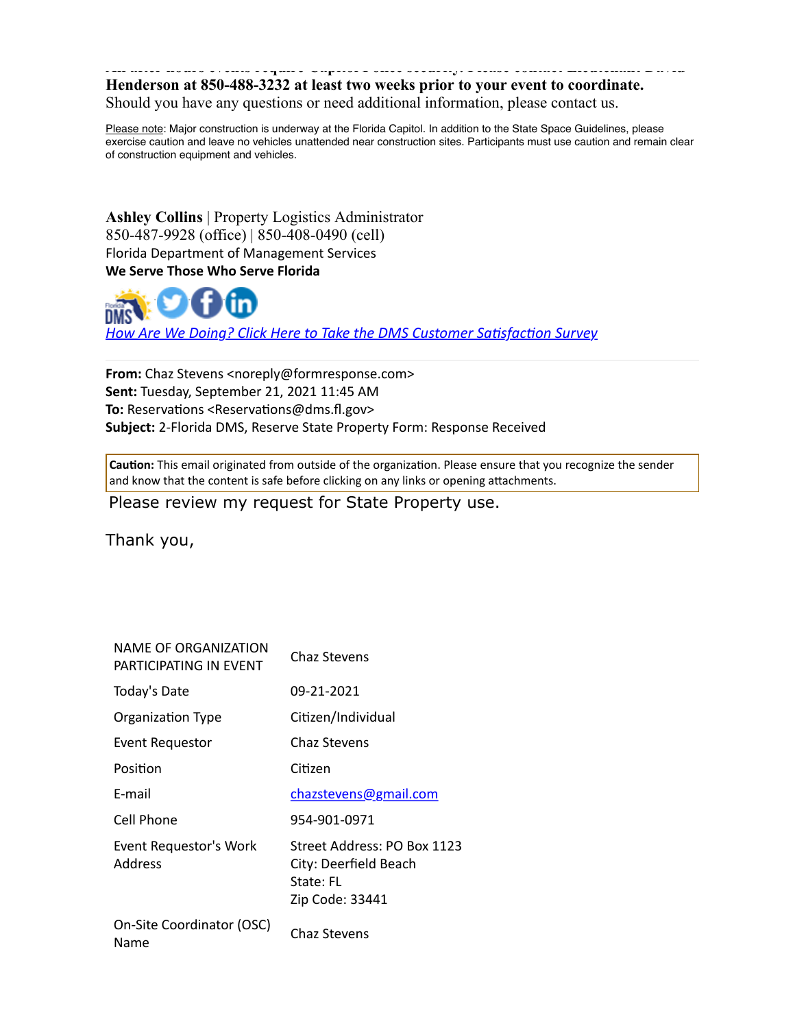**All after-hours events require Capitol Police security. Please contact Lieutenant David Henderson at 850-488-3232 at least two weeks prior to your event to coordinate.**
Should you have any questions or need additional information, please contact us.

Please note: Major construction is underway at the Florida Capitol. In addition to the State Space Guidelines, please exercise caution and leave no vehicles unattended near construction sites. Participants must use caution and remain clear of construction equipment and vehicles.

**Ashley Collins** | Property Logistics Administrator
850-487-9928 (office) | 850-408-0490 (cell)
Florida Department of Management Services
**We Serve Those Who Serve Florida**

*How Are We Doing? Click Here to Take the DMS Customer Satisfaction Survey*

---

**From:** Chaz Stevens <noreply@formresponse.com>
**Sent:** Tuesday, September 21, 2021 11:45 AM
**To:** Reservations <Reservations@dms.fl.gov>
**Subject:** 2-Florida DMS, Reserve State Property Form: Response Received

**Caution:** This email originated from outside of the organization. Please ensure that you recognize the sender and know that the content is safe before clicking on any links or opening attachments.

Please review my request for State Property use.

Thank you,

| | |
|---|---|
| NAME OF ORGANIZATION PARTICIPATING IN EVENT | Chaz Stevens |
| Today's Date | 09-21-2021 |
| Organization Type | Citizen/Individual |
| Event Requestor | Chaz Stevens |
| Position | Citizen |
| E-mail | chazstevens@gmail.com |
| Cell Phone | 954-901-0971 |
| Event Requestor's Work Address | Street Address: PO Box 1123<br>City: Deerfield Beach<br>State: FL<br>Zip Code: 33441 |
| On-Site Coordinator (OSC) Name | Chaz Stevens |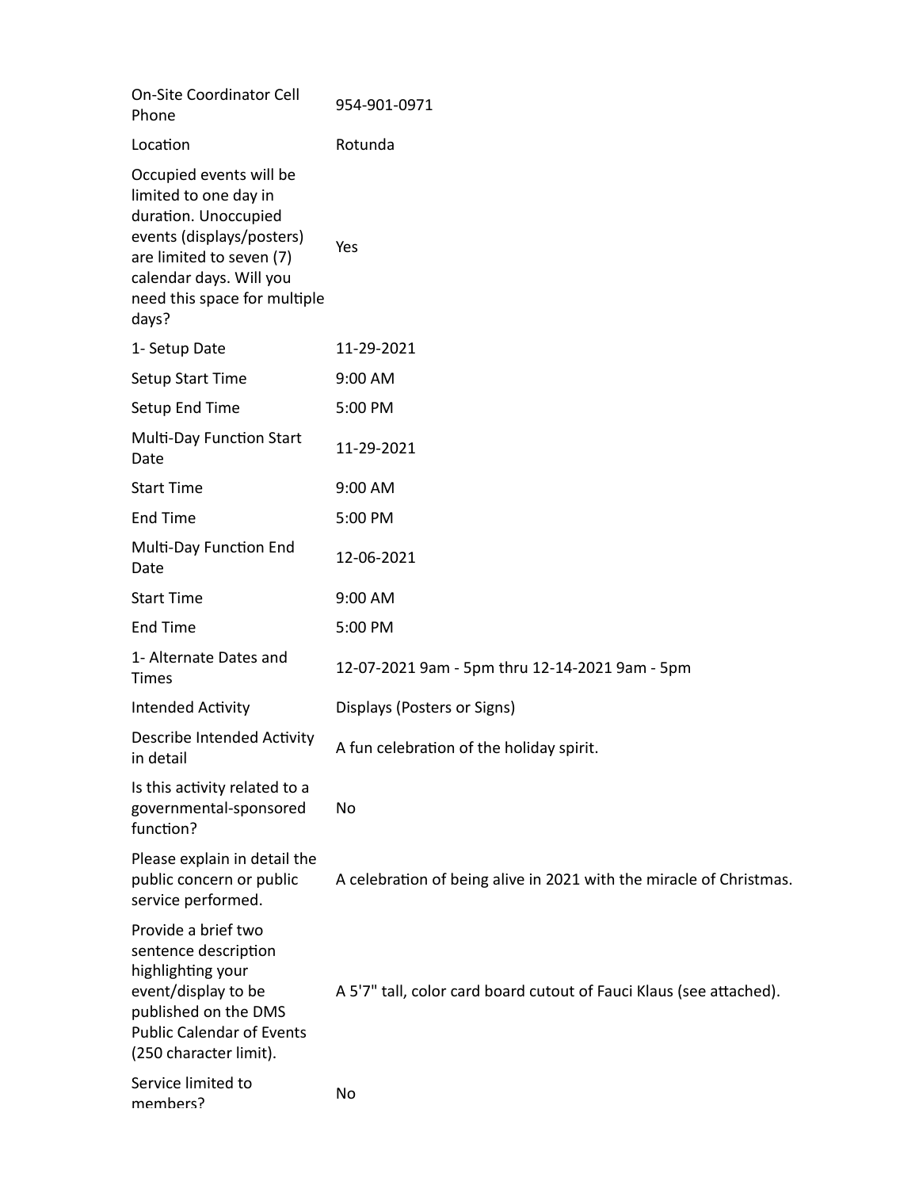| | |
|---|---|
| On-Site Coordinator Cell Phone | 954-901-0971 |
| Location | Rotunda |
| Occupied events will be limited to one day in duration. Unoccupied events (displays/posters) are limited to seven (7) calendar days. Will you need this space for multiple days? | Yes |
| 1- Setup Date | 11-29-2021 |
| Setup Start Time | 9:00 AM |
| Setup End Time | 5:00 PM |
| Multi-Day Function Start Date | 11-29-2021 |
| Start Time | 9:00 AM |
| End Time | 5:00 PM |
| Multi-Day Function End Date | 12-06-2021 |
| Start Time | 9:00 AM |
| End Time | 5:00 PM |
| 1- Alternate Dates and Times | 12-07-2021 9am - 5pm thru 12-14-2021 9am - 5pm |
| Intended Activity | Displays (Posters or Signs) |
| Describe Intended Activity in detail | A fun celebration of the holiday spirit. |
| Is this activity related to a governmental-sponsored function? | No |
| Please explain in detail the public concern or public service performed. | A celebration of being alive in 2021 with the miracle of Christmas. |
| Provide a brief two sentence description highlighting your event/display to be published on the DMS Public Calendar of Events (250 character limit). | A 5'7" tall, color card board cutout of Fauci Klaus (see attached). |
| Service limited to members? | No |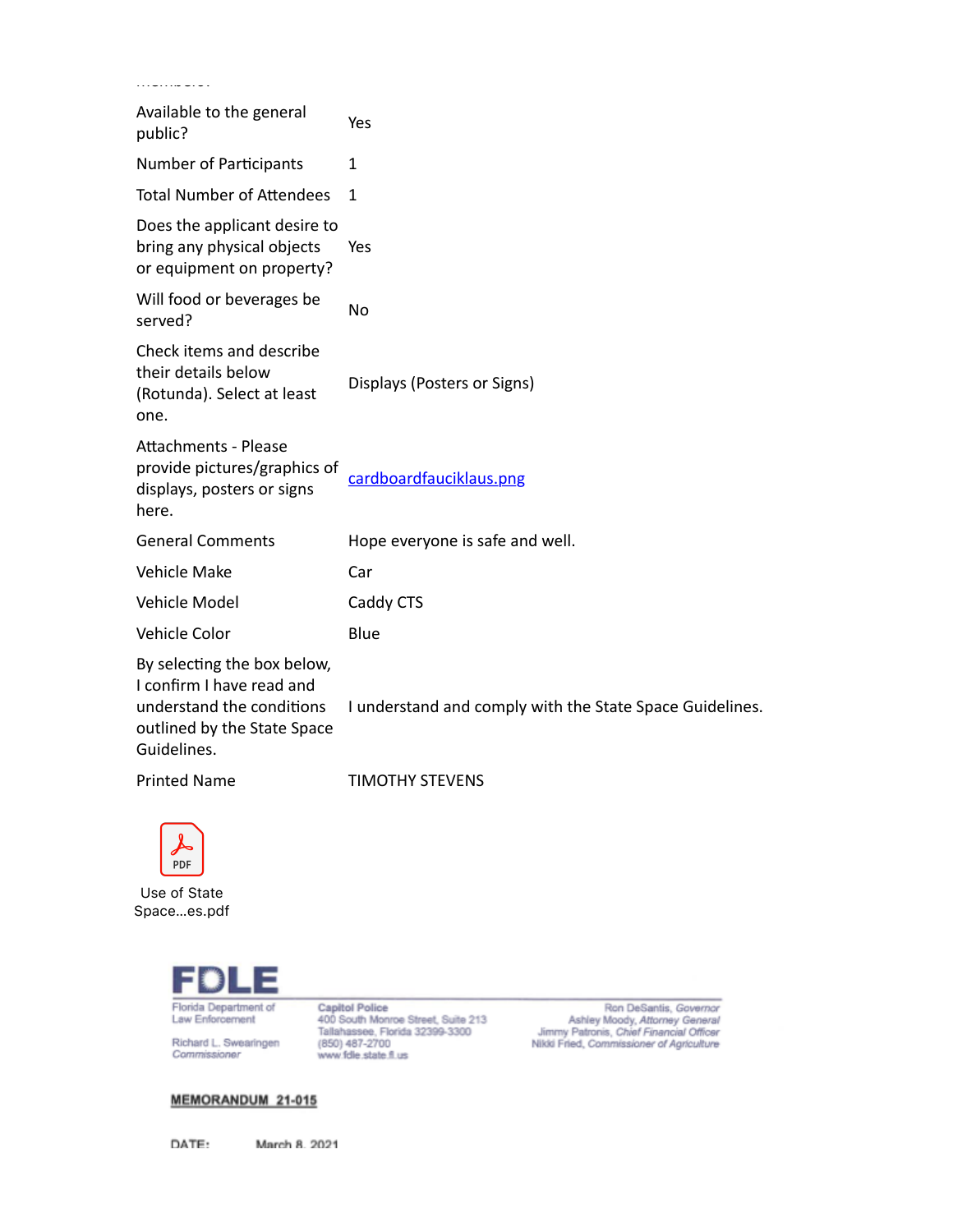| | |
|---|---|
| Available to the general public? | Yes |
| Number of Participants | 1 |
| Total Number of Attendees | 1 |
| Does the applicant desire to bring any physical objects or equipment on property? | Yes |
| Will food or beverages be served? | No |
| Check items and describe their details below (Rotunda). Select at least one. | Displays (Posters or Signs) |
| Attachments - Please provide pictures/graphics of displays, posters or signs here. | cardboardfauciklaus.png |
| General Comments | Hope everyone is safe and well. |
| Vehicle Make | Car |
| Vehicle Model | Caddy CTS |
| Vehicle Color | Blue |
| By selecting the box below, I confirm I have read and understand the conditions outlined by the State Space Guidelines. | I understand and comply with the State Space Guidelines. |
| Printed Name | TIMOTHY STEVENS |

PDF

Use of State Space...es.pdf

**FDLE**

Florida Department of Law Enforcement

Richard L. Swearingen
*Commissioner*

Capitol Police
400 South Monroe Street, Suite 213
Tallahassee, Florida 32399-3300
(850) 487-2700
www.fdle.state.fl.us

Ron DeSantis, *Governor*
Ashley Moody, *Attorney General*
Jimmy Patronis, *Chief Financial Officer*
Nikki Fried, *Commissioner of Agriculture*

**MEMORANDUM 21-015**

DATE: March 8, 2021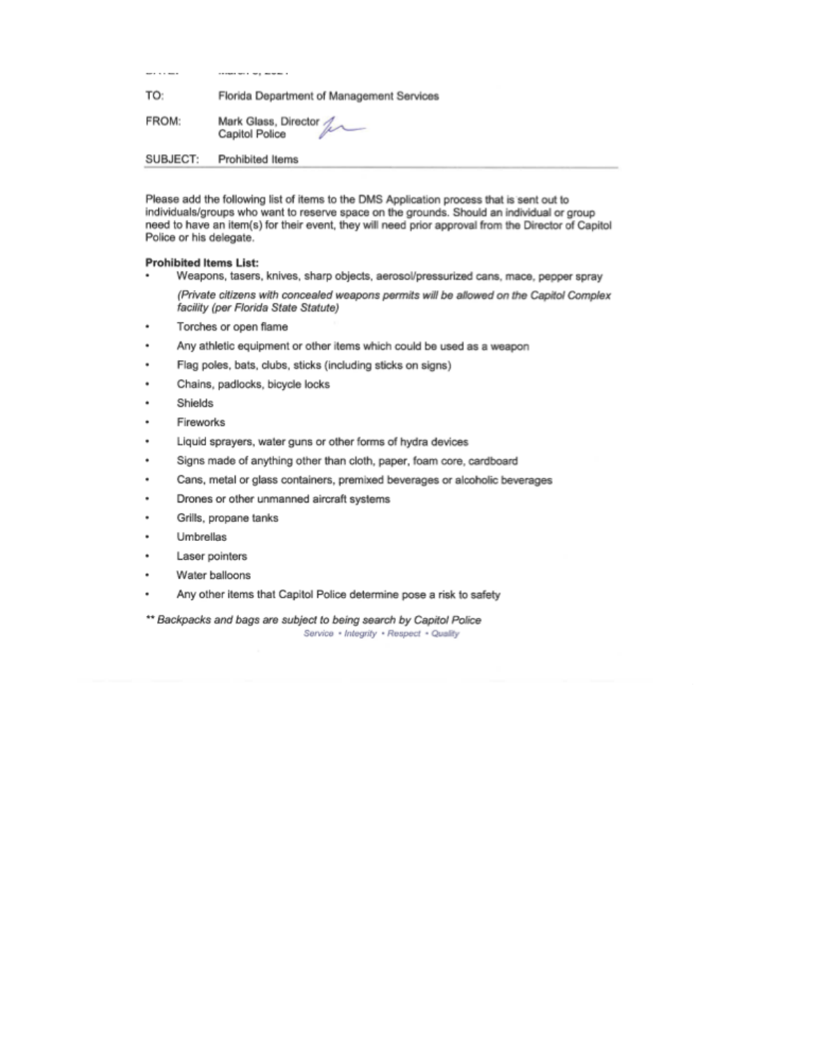DATE: March 5, 2024

TO: Florida Department of Management Services

FROM: Mark Glass, Director
Capitol Police

SUBJECT: Prohibited Items

Please add the following list of items to the DMS Application process that is sent out to individuals/groups who want to reserve space on the grounds. Should an individual or group need to have an item(s) for their event, they will need prior approval from the Director of Capitol Police or his delegate.

**Prohibited Items List:**

- Weapons, tasers, knives, sharp objects, aerosol/pressurized cans, mace, pepper spray

  *(Private citizens with concealed weapons permits will be allowed on the Capitol Complex facility (per Florida State Statute)*
- Torches or open flame
- Any athletic equipment or other items which could be used as a weapon
- Flag poles, bats, clubs, sticks (including sticks on signs)
- Chains, padlocks, bicycle locks
- Shields
- Fireworks
- Liquid sprayers, water guns or other forms of hydra devices
- Signs made of anything other than cloth, paper, foam core, cardboard
- Cans, metal or glass containers, premixed beverages or alcoholic beverages
- Drones or other unmanned aircraft systems
- Grills, propane tanks
- Umbrellas
- Laser pointers
- Water balloons
- Any other items that Capitol Police determine pose a risk to safety

*** Backpacks and bags are subject to being search by Capitol Police*

*Service • Integrity • Respect • Quality*